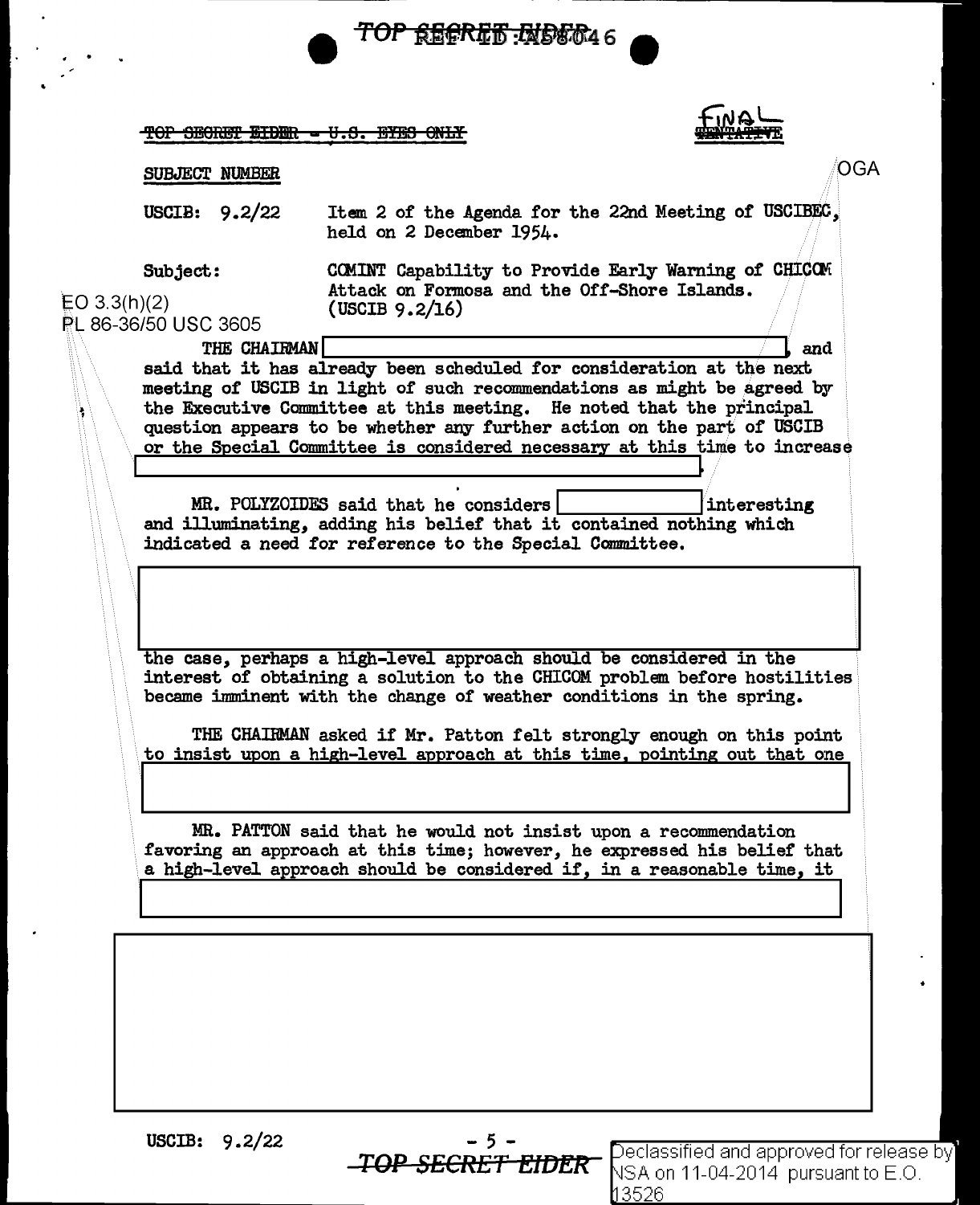TOP SECRET EIDER - U.S. EYES ONLY

FINAL

SUBJECT NUMBER

OGA

USCIB: 9.2/22 — Item 2 of the Agenda for the 22nd Meeting of USCIBEC, held on 2 December 1954.

Subject: COMINT Capability to Provide Early Warning of CHICOM Attack on Formosa and the Off-Shore Islands. (USCIB 9.2/16)

EO 3.3(h)(2)
PL 86-36/50 USC 3605

THE CHAIRMAN [REDACTED], and said that it has already been scheduled for consideration at the next meeting of USCIB in light of such recommendations as might be agreed by the Executive Committee at this meeting. He noted that the principal question appears to be whether any further action on the part of USCIB or the Special Committee is considered necessary at this time to increase [REDACTED].

MR. POLYZOIDES said that he considers [REDACTED] interesting and illuminating, adding his belief that it contained nothing which indicated a need for reference to the Special Committee.

[REDACTED] the case, perhaps a high-level approach should be considered in the interest of obtaining a solution to the CHICOM problem before hostilities became imminent with the change of weather conditions in the spring.

THE CHAIRMAN asked if Mr. Patton felt strongly enough on this point to insist upon a high-level approach at this time, pointing out that one [REDACTED]

MR. PATTON said that he would not insist upon a recommendation favoring an approach at this time; however, he expressed his belief that a high-level approach should be considered if, in a reasonable time, it [REDACTED]

[REDACTED]

USCIB: 9.2/22

TOP SECRET EIDER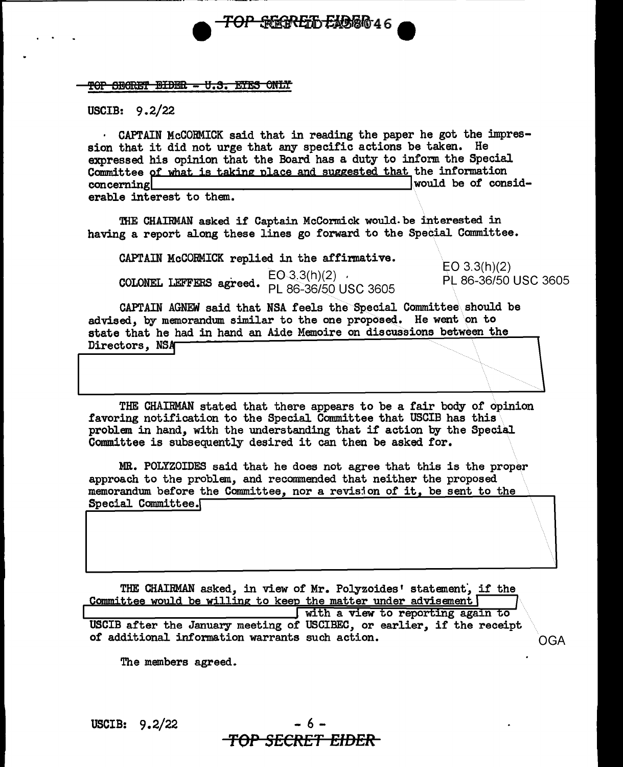TOP SECRET EIDER - U.S. EYES ONLY

USCIB: 9.2/22

CAPTAIN McCORMICK said that in reading the paper he got the impression that it did not urge that any specific actions be taken. He expressed his opinion that the Board has a duty to inform the Special Committee of what is taking place and suggested that the information concerning [REDACTED] would be of considerable interest to them.

THE CHAIRMAN asked if Captain McCormick would be interested in having a report along these lines go forward to the Special Committee.

CAPTAIN McCORMICK replied in the affirmative.

COLONEL LEFFERS agreed.

EO 3.3(h)(2)
PL 86-36/50 USC 3605

EO 3.3(h)(2)
PL 86-36/50 USC 3605

CAPTAIN AGNEW said that NSA feels the Special Committee should be advised, by memorandum similar to the one proposed. He went on to state that he had in hand an Aide Memoire on discussions between the Directors, NSA [REDACTED]

THE CHAIRMAN stated that there appears to be a fair body of opinion favoring notification to the Special Committee that USCIB has this problem in hand, with the understanding that if action by the Special Committee is subsequently desired it can then be asked for.

MR. POLYZOIDES said that he does not agree that this is the proper approach to the problem, and recommended that neither the proposed memorandum before the Committee, nor a revision of it, be sent to the Special Committee. [REDACTED]

THE CHAIRMAN asked, in view of Mr. Polyzoides' statement, if the Committee would be willing to keep the matter under advisement [REDACTED] with a view to reporting again to USCIB after the January meeting of USCIBEC, or earlier, if the receipt of additional information warrants such action.

OGA

The members agreed.

USCIB: 9.2/22

TOP SECRET EIDER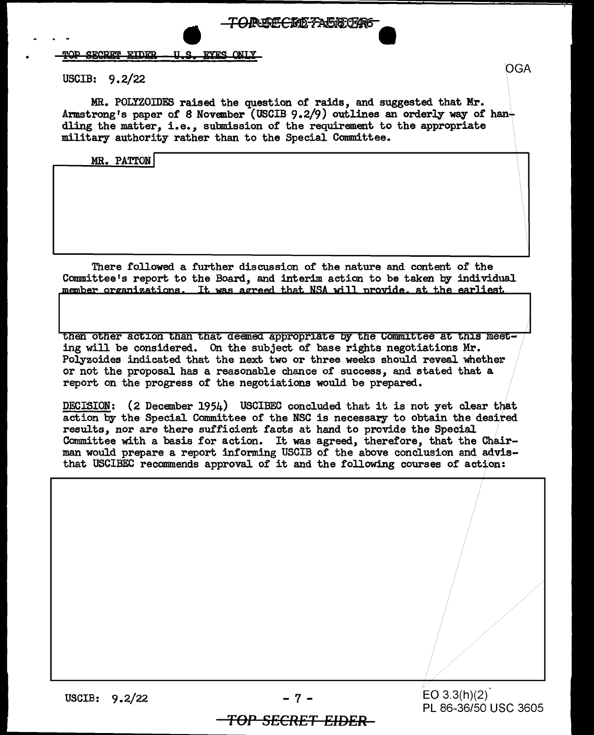TOP SECRET EIDER - U.S. EYES ONLY

USCIB: 9.2/22

MR. POLYZOIDES raised the question of raids, and suggested that Mr. Armstrong's paper of 8 November (USCIB 9.2/9) outlines an orderly way of handling the matter, i.e., submission of the requirement to the appropriate military authority rather than to the Special Committee.

MR. PATTON

There followed a further discussion of the nature and content of the Committee's report to the Board, and interim action to be taken by individual member organizations. It was agreed that NSA will provide, at the earliest

then other action than that deemed appropriate by the Committee at this meeting will be considered. On the subject of base rights negotiations Mr. Polyzoides indicated that the next two or three weeks should reveal whether or not the proposal has a reasonable chance of success, and stated that a report on the progress of the negotiations would be prepared.

DECISION: (2 December 1954) USCIBEC concluded that it is not yet clear that action by the Special Committee of the NSC is necessary to obtain the desired results, nor are there sufficient facts at hand to provide the Special Committee with a basis for action. It was agreed, therefore, that the Chairman would prepare a report informing USCIB of the above conclusion and advising that USCIBEC recommends approval of it and the following courses of action:

USCIB: 9.2/22

EO 3.3(h)(2)
PL 86-36/50 USC 3605

TOP SECRET EIDER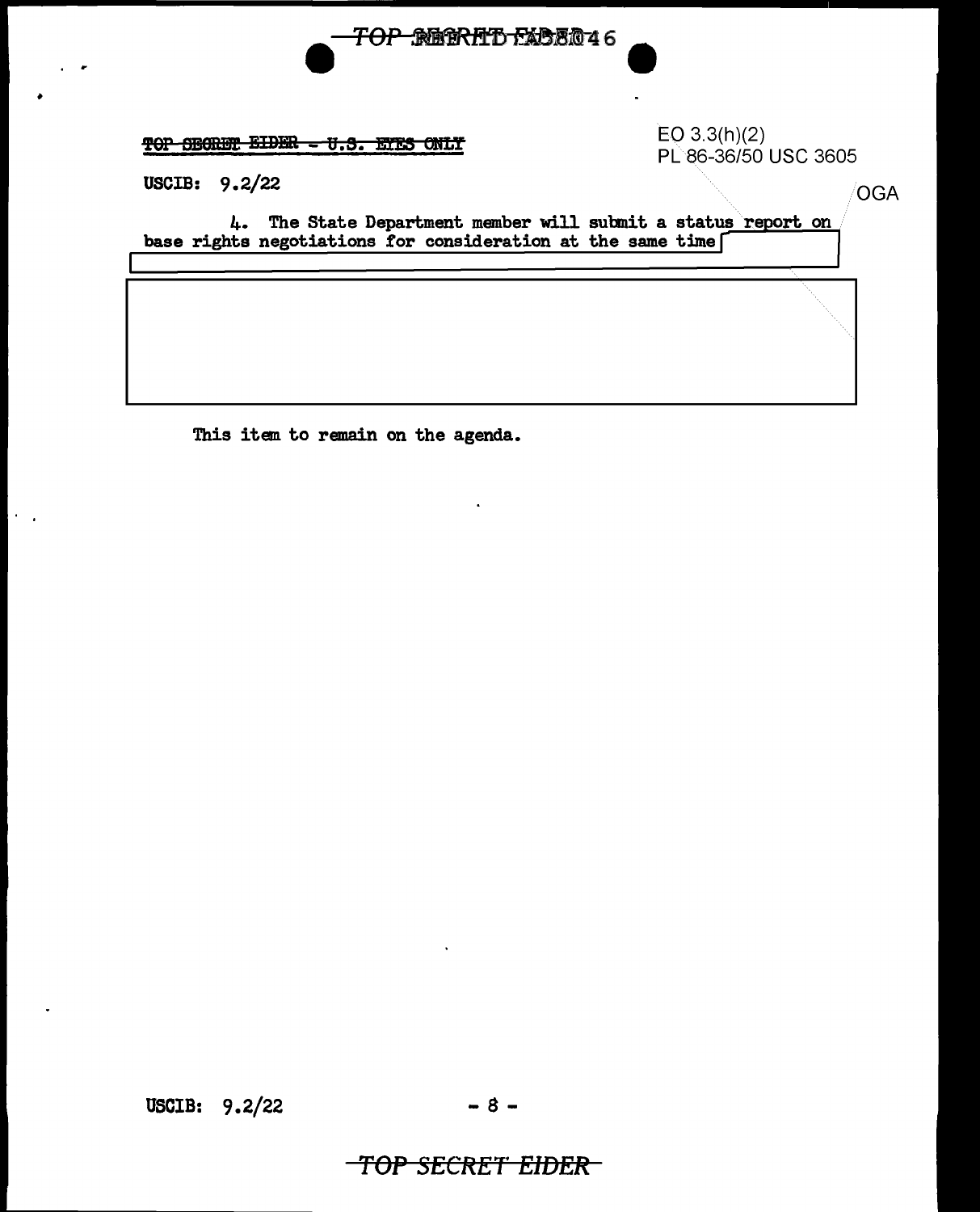TOP SECRET EIDER - U.S. EYES ONLY

EO 3.3(h)(2)
PL 86-36/50 USC 3605

USCIB: 9.2/22

OGA

4. The State Department member will submit a status report on base rights negotiations for consideration at the same time

This item to remain on the agenda.

USCIB: 9.2/22

TOP SECRET EIDER